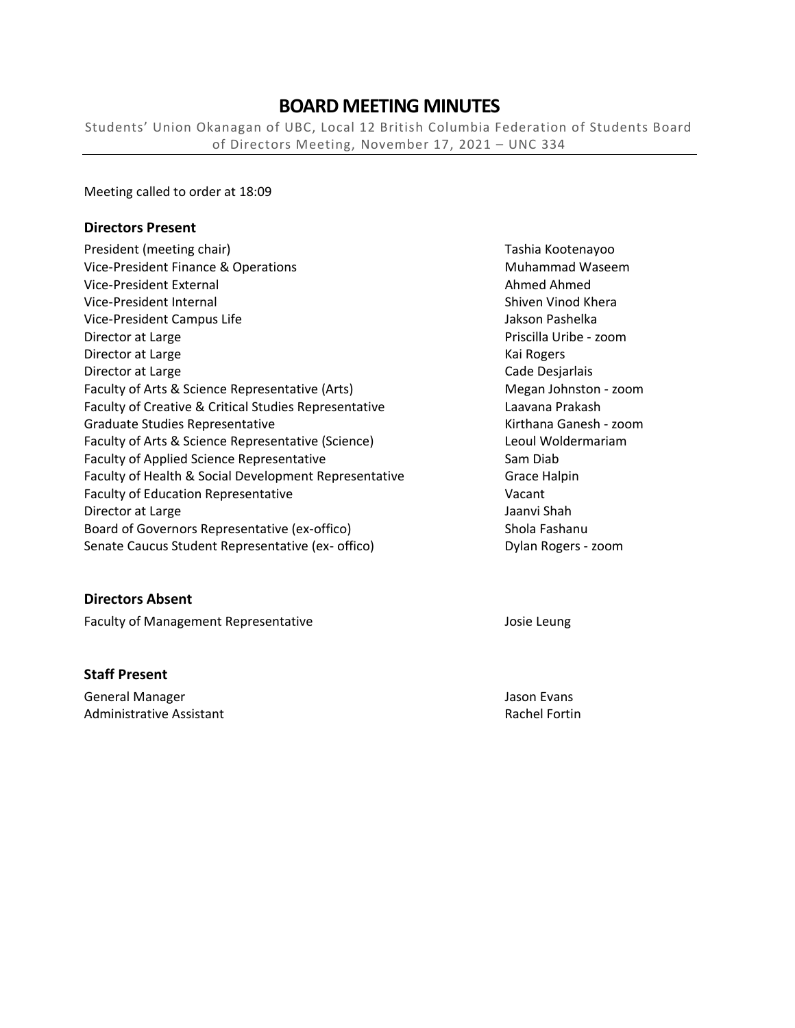# BOARD MEETING MINUTES

Students' Union Okanagan of UBC, Local 12 British Columbia Federation of Students Board of Directors Meeting, November 17, 2021 – UNC 334

Meeting called to order at 18:09

### Directors Present

| | |
|---|---|
| President (meeting chair) | Tashia Kootenayoo |
| Vice-President Finance & Operations | Muhammad Waseem |
| Vice-President External | Ahmed Ahmed |
| Vice-President Internal | Shiven Vinod Khera |
| Vice-President Campus Life | Jakson Pashelka |
| Director at Large | Priscilla Uribe - zoom |
| Director at Large | Kai Rogers |
| Director at Large | Cade Desjarlais |
| Faculty of Arts & Science Representative (Arts) | Megan Johnston - zoom |
| Faculty of Creative & Critical Studies Representative | Laavana Prakash |
| Graduate Studies Representative | Kirthana Ganesh - zoom |
| Faculty of Arts & Science Representative (Science) | Leoul Woldermariam |
| Faculty of Applied Science Representative | Sam Diab |
| Faculty of Health & Social Development Representative | Grace Halpin |
| Faculty of Education Representative | Vacant |
| Director at Large | Jaanvi Shah |
| Board of Governors Representative (ex-offico) | Shola Fashanu |
| Senate Caucus Student Representative (ex- offico) | Dylan Rogers - zoom |

### Directors Absent

| | |
|---|---|
| Faculty of Management Representative | Josie Leung |

### Staff Present

| | |
|---|---|
| General Manager | Jason Evans |
| Administrative Assistant | Rachel Fortin |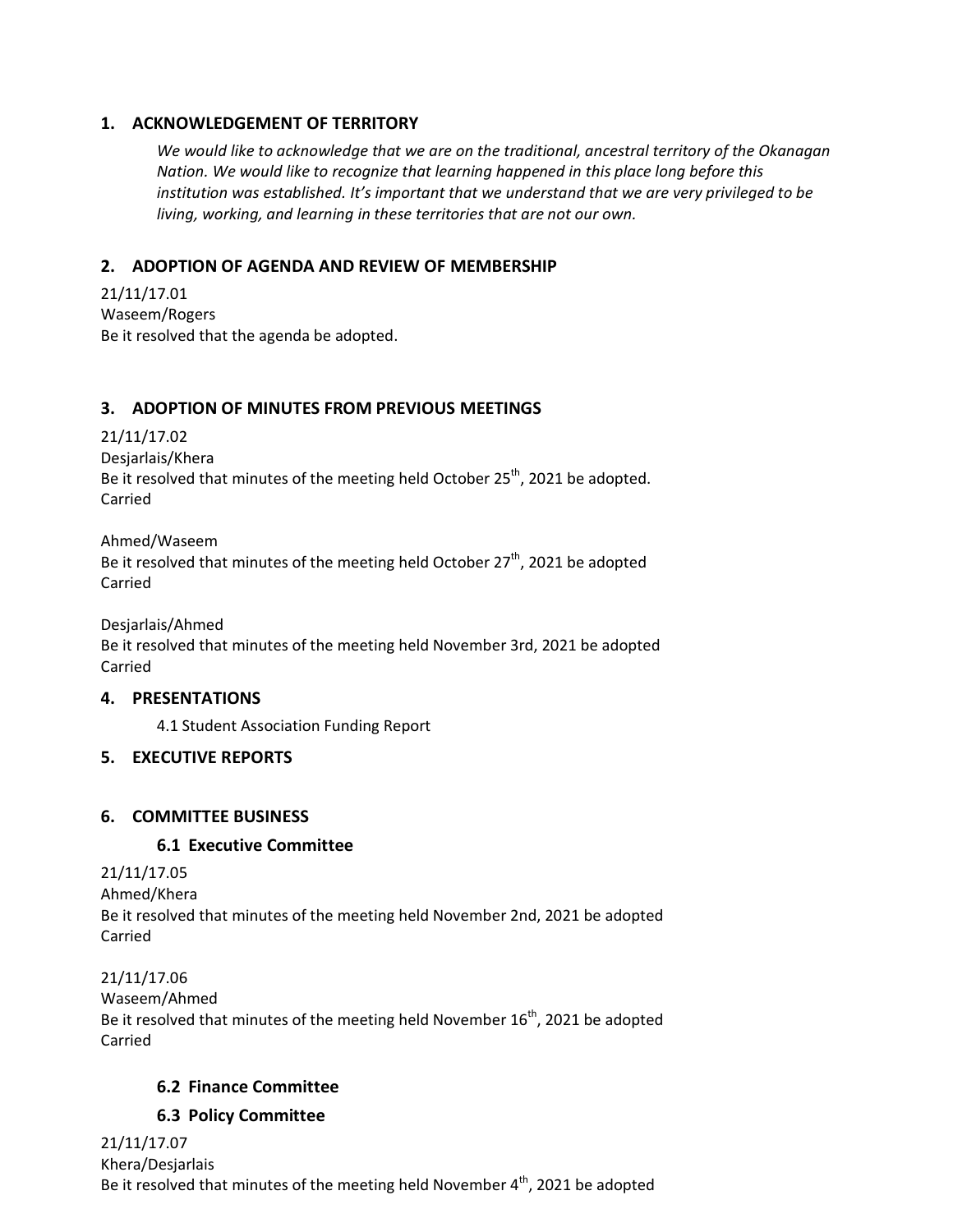## 1. ACKNOWLEDGEMENT OF TERRITORY

*We would like to acknowledge that we are on the traditional, ancestral territory of the Okanagan Nation. We would like to recognize that learning happened in this place long before this institution was established. It's important that we understand that we are very privileged to be living, working, and learning in these territories that are not our own.*

## 2. ADOPTION OF AGENDA AND REVIEW OF MEMBERSHIP

21/11/17.01
Waseem/Rogers
Be it resolved that the agenda be adopted.

## 3. ADOPTION OF MINUTES FROM PREVIOUS MEETINGS

21/11/17.02
Desjarlais/Khera
Be it resolved that minutes of the meeting held October 25th, 2021 be adopted.
Carried

Ahmed/Waseem
Be it resolved that minutes of the meeting held October 27th, 2021 be adopted
Carried

Desjarlais/Ahmed
Be it resolved that minutes of the meeting held November 3rd, 2021 be adopted
Carried

## 4. PRESENTATIONS

4.1 Student Association Funding Report

## 5. EXECUTIVE REPORTS

## 6. COMMITTEE BUSINESS

### 6.1 Executive Committee

21/11/17.05
Ahmed/Khera
Be it resolved that minutes of the meeting held November 2nd, 2021 be adopted
Carried

21/11/17.06
Waseem/Ahmed
Be it resolved that minutes of the meeting held November 16th, 2021 be adopted
Carried

### 6.2 Finance Committee

### 6.3 Policy Committee

21/11/17.07
Khera/Desjarlais
Be it resolved that minutes of the meeting held November 4th, 2021 be adopted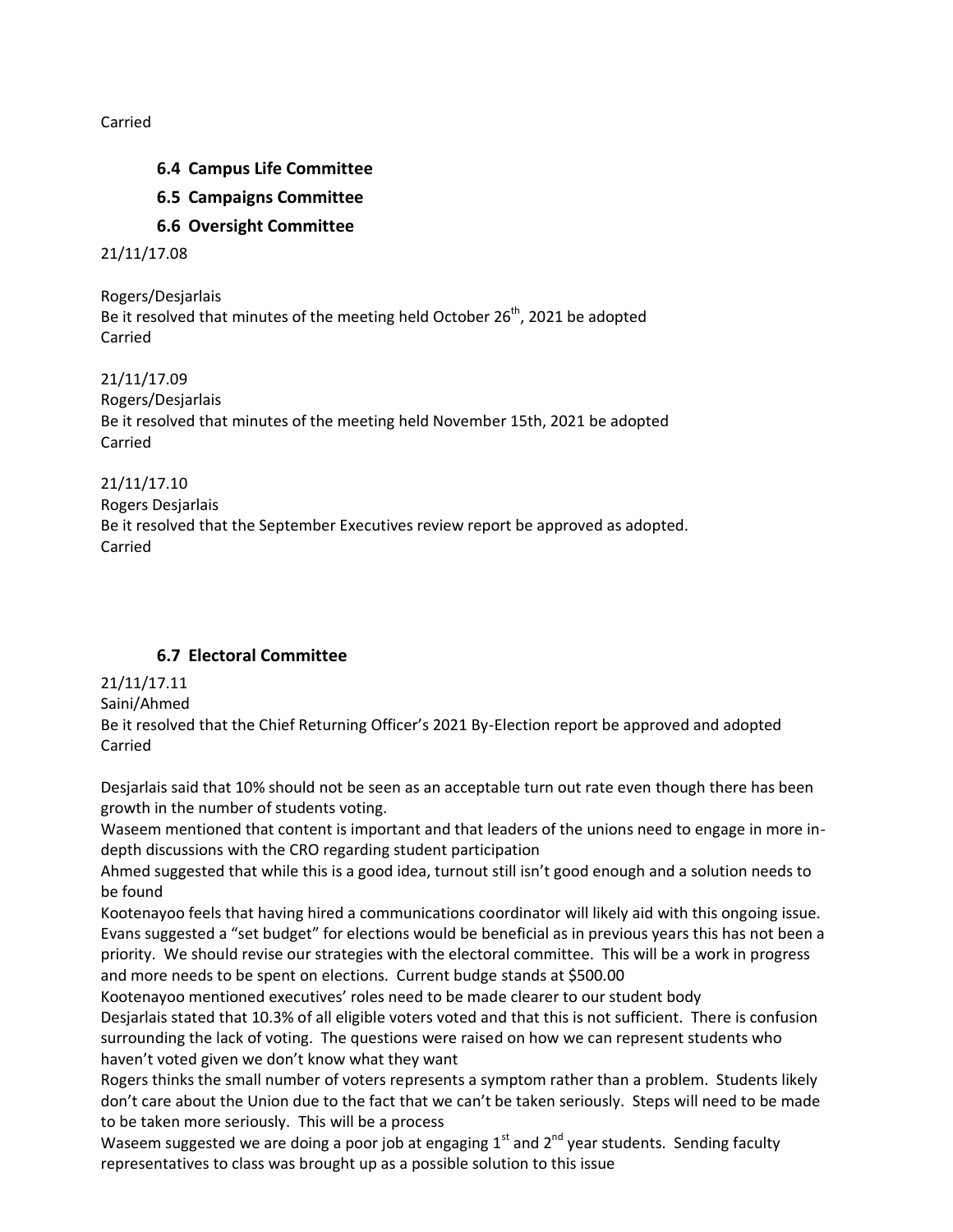Carried

### 6.4 Campus Life Committee

### 6.5 Campaigns Committee

### 6.6 Oversight Committee

21/11/17.08

Rogers/Desjarlais
Be it resolved that minutes of the meeting held October 26th, 2021 be adopted
Carried

21/11/17.09
Rogers/Desjarlais
Be it resolved that minutes of the meeting held November 15th, 2021 be adopted
Carried

21/11/17.10
Rogers Desjarlais
Be it resolved that the September Executives review report be approved as adopted.
Carried

### 6.7 Electoral Committee

21/11/17.11
Saini/Ahmed
Be it resolved that the Chief Returning Officer's 2021 By-Election report be approved and adopted
Carried

Desjarlais said that 10% should not be seen as an acceptable turn out rate even though there has been growth in the number of students voting.
Waseem mentioned that content is important and that leaders of the unions need to engage in more in-depth discussions with the CRO regarding student participation
Ahmed suggested that while this is a good idea, turnout still isn't good enough and a solution needs to be found
Kootenayoo feels that having hired a communications coordinator will likely aid with this ongoing issue.
Evans suggested a "set budget" for elections would be beneficial as in previous years this has not been a priority. We should revise our strategies with the electoral committee. This will be a work in progress and more needs to be spent on elections. Current budge stands at $500.00
Kootenayoo mentioned executives' roles need to be made clearer to our student body
Desjarlais stated that 10.3% of all eligible voters voted and that this is not sufficient. There is confusion surrounding the lack of voting. The questions were raised on how we can represent students who haven't voted given we don't know what they want
Rogers thinks the small number of voters represents a symptom rather than a problem. Students likely don't care about the Union due to the fact that we can't be taken seriously. Steps will need to be made to be taken more seriously. This will be a process
Waseem suggested we are doing a poor job at engaging 1st and 2nd year students. Sending faculty representatives to class was brought up as a possible solution to this issue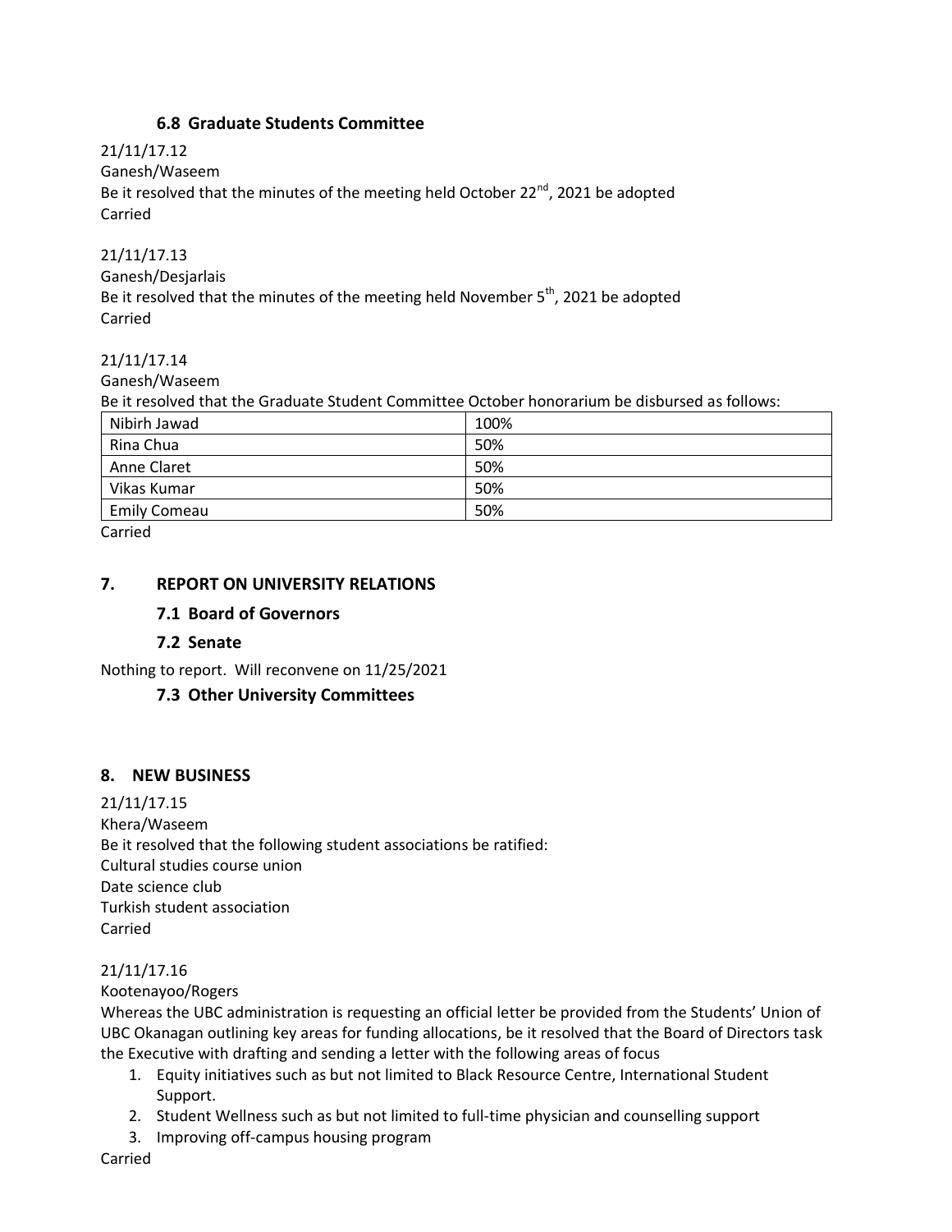### 6.8 Graduate Students Committee

21/11/17.12
Ganesh/Waseem
Be it resolved that the minutes of the meeting held October 22nd, 2021 be adopted
Carried

21/11/17.13
Ganesh/Desjarlais
Be it resolved that the minutes of the meeting held November 5th, 2021 be adopted
Carried

21/11/17.14
Ganesh/Waseem
Be it resolved that the Graduate Student Committee October honorarium be disbursed as follows:

| Nibirh Jawad | 100% |
|---|---|
| Rina Chua | 50% |
| Anne Claret | 50% |
| Vikas Kumar | 50% |
| Emily Comeau | 50% |

Carried

## 7. REPORT ON UNIVERSITY RELATIONS

### 7.1 Board of Governors

### 7.2 Senate

Nothing to report. Will reconvene on 11/25/2021

### 7.3 Other University Committees

## 8. NEW BUSINESS

21/11/17.15
Khera/Waseem
Be it resolved that the following student associations be ratified:
Cultural studies course union
Date science club
Turkish student association
Carried

21/11/17.16
Kootenayoo/Rogers
Whereas the UBC administration is requesting an official letter be provided from the Students' Union of UBC Okanagan outlining key areas for funding allocations, be it resolved that the Board of Directors task the Executive with drafting and sending a letter with the following areas of focus

1. Equity initiatives such as but not limited to Black Resource Centre, International Student Support.
2. Student Wellness such as but not limited to full-time physician and counselling support
3. Improving off-campus housing program

Carried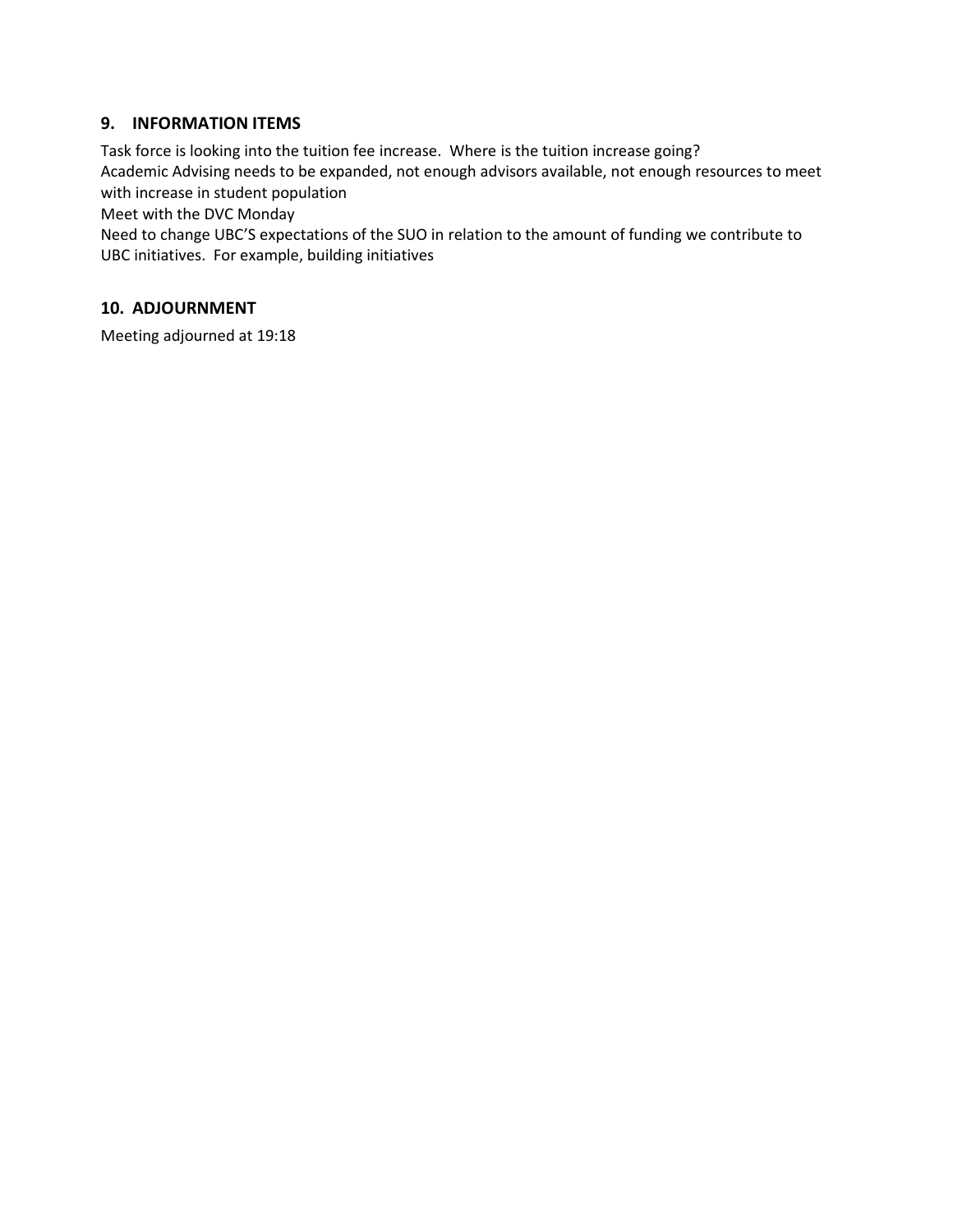## 9. INFORMATION ITEMS

Task force is looking into the tuition fee increase. Where is the tuition increase going?
Academic Advising needs to be expanded, not enough advisors available, not enough resources to meet with increase in student population
Meet with the DVC Monday
Need to change UBC'S expectations of the SUO in relation to the amount of funding we contribute to UBC initiatives. For example, building initiatives

## 10. ADJOURNMENT

Meeting adjourned at 19:18